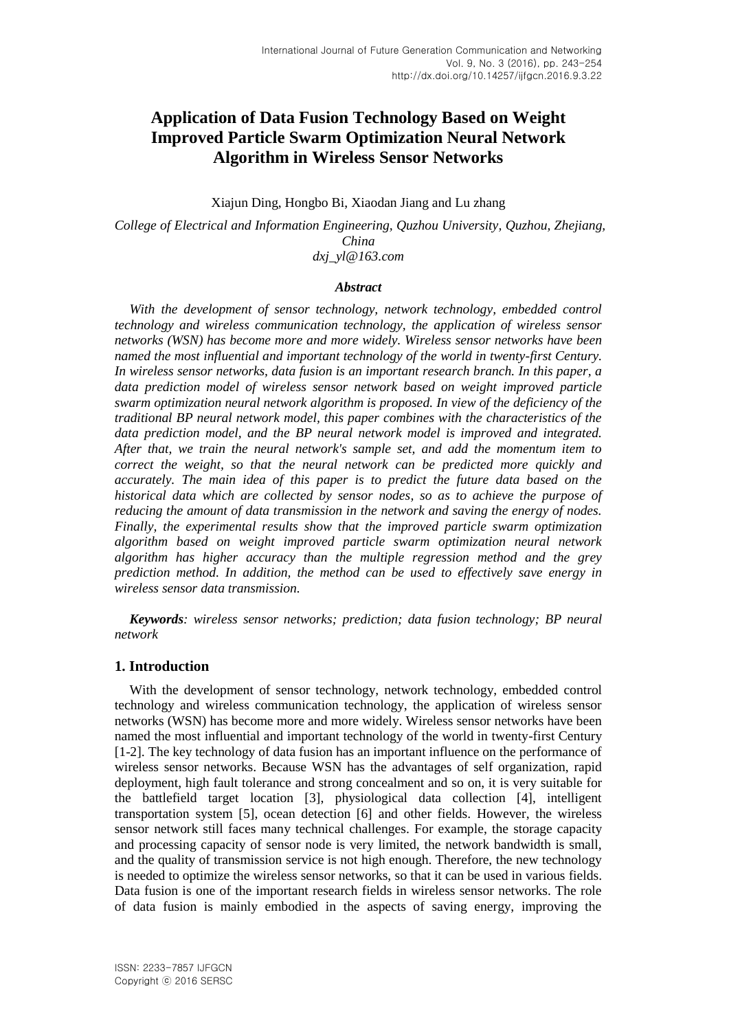# Application of Data Fusion Technology Based on Weight Improved Particle Swarm Optimization Neural Network Algorithm in Wireless Sensor Networks

Xiajun Ding, Hongbo Bi, Xiaodan Jiang and Lu zhang

*College of Electrical and Information Engineering, Quzhou University, Quzhou, Zhejiang, China*
*dxj_yl@163.com*

### *Abstract*

*With the development of sensor technology, network technology, embedded control technology and wireless communication technology, the application of wireless sensor networks (WSN) has become more and more widely. Wireless sensor networks have been named the most influential and important technology of the world in twenty-first Century. In wireless sensor networks, data fusion is an important research branch. In this paper, a data prediction model of wireless sensor network based on weight improved particle swarm optimization neural network algorithm is proposed. In view of the deficiency of the traditional BP neural network model, this paper combines with the characteristics of the data prediction model, and the BP neural network model is improved and integrated. After that, we train the neural network's sample set, and add the momentum item to correct the weight, so that the neural network can be predicted more quickly and accurately. The main idea of this paper is to predict the future data based on the historical data which are collected by sensor nodes, so as to achieve the purpose of reducing the amount of data transmission in the network and saving the energy of nodes. Finally, the experimental results show that the improved particle swarm optimization algorithm based on weight improved particle swarm optimization neural network algorithm has higher accuracy than the multiple regression method and the grey prediction method. In addition, the method can be used to effectively save energy in wireless sensor data transmission.*

***Keywords****: wireless sensor networks; prediction; data fusion technology; BP neural network*

## 1. Introduction

With the development of sensor technology, network technology, embedded control technology and wireless communication technology, the application of wireless sensor networks (WSN) has become more and more widely. Wireless sensor networks have been named the most influential and important technology of the world in twenty-first Century [1-2]. The key technology of data fusion has an important influence on the performance of wireless sensor networks. Because WSN has the advantages of self organization, rapid deployment, high fault tolerance and strong concealment and so on, it is very suitable for the battlefield target location [3], physiological data collection [4], intelligent transportation system [5], ocean detection [6] and other fields. However, the wireless sensor network still faces many technical challenges. For example, the storage capacity and processing capacity of sensor node is very limited, the network bandwidth is small, and the quality of transmission service is not high enough. Therefore, the new technology is needed to optimize the wireless sensor networks, so that it can be used in various fields. Data fusion is one of the important research fields in wireless sensor networks. The role of data fusion is mainly embodied in the aspects of saving energy, improving the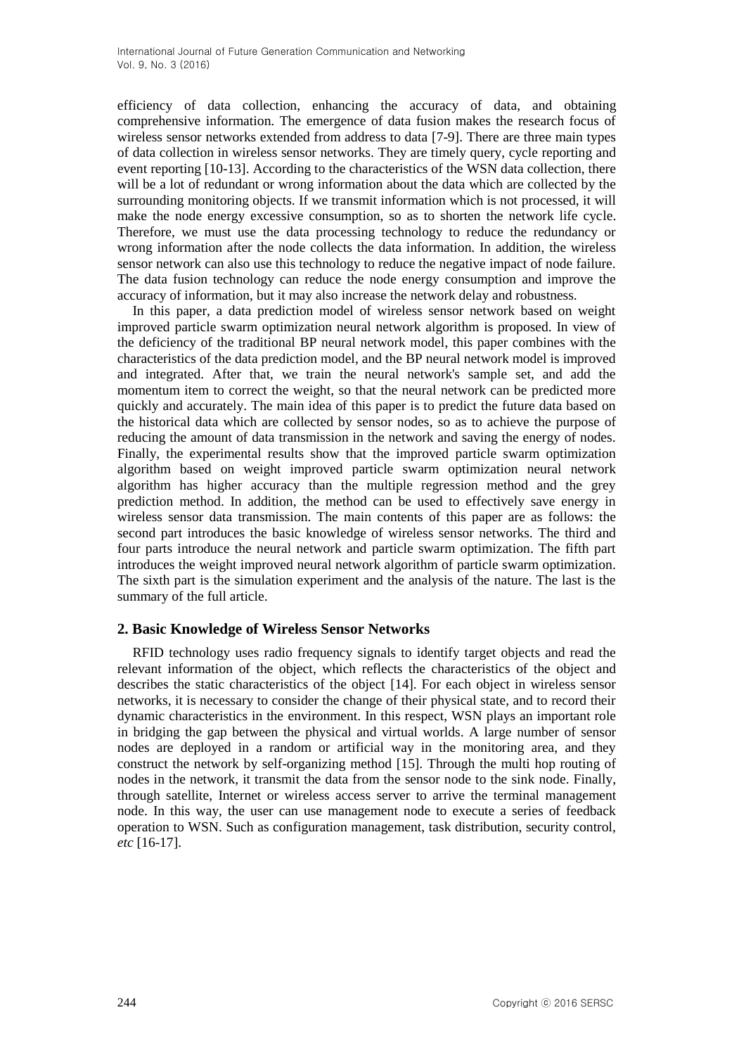efficiency of data collection, enhancing the accuracy of data, and obtaining comprehensive information. The emergence of data fusion makes the research focus of wireless sensor networks extended from address to data [7-9]. There are three main types of data collection in wireless sensor networks. They are timely query, cycle reporting and event reporting [10-13]. According to the characteristics of the WSN data collection, there will be a lot of redundant or wrong information about the data which are collected by the surrounding monitoring objects. If we transmit information which is not processed, it will make the node energy excessive consumption, so as to shorten the network life cycle. Therefore, we must use the data processing technology to reduce the redundancy or wrong information after the node collects the data information. In addition, the wireless sensor network can also use this technology to reduce the negative impact of node failure. The data fusion technology can reduce the node energy consumption and improve the accuracy of information, but it may also increase the network delay and robustness.

In this paper, a data prediction model of wireless sensor network based on weight improved particle swarm optimization neural network algorithm is proposed. In view of the deficiency of the traditional BP neural network model, this paper combines with the characteristics of the data prediction model, and the BP neural network model is improved and integrated. After that, we train the neural network's sample set, and add the momentum item to correct the weight, so that the neural network can be predicted more quickly and accurately. The main idea of this paper is to predict the future data based on the historical data which are collected by sensor nodes, so as to achieve the purpose of reducing the amount of data transmission in the network and saving the energy of nodes. Finally, the experimental results show that the improved particle swarm optimization algorithm based on weight improved particle swarm optimization neural network algorithm has higher accuracy than the multiple regression method and the grey prediction method. In addition, the method can be used to effectively save energy in wireless sensor data transmission. The main contents of this paper are as follows: the second part introduces the basic knowledge of wireless sensor networks. The third and four parts introduce the neural network and particle swarm optimization. The fifth part introduces the weight improved neural network algorithm of particle swarm optimization. The sixth part is the simulation experiment and the analysis of the nature. The last is the summary of the full article.

## 2. Basic Knowledge of Wireless Sensor Networks

RFID technology uses radio frequency signals to identify target objects and read the relevant information of the object, which reflects the characteristics of the object and describes the static characteristics of the object [14]. For each object in wireless sensor networks, it is necessary to consider the change of their physical state, and to record their dynamic characteristics in the environment. In this respect, WSN plays an important role in bridging the gap between the physical and virtual worlds. A large number of sensor nodes are deployed in a random or artificial way in the monitoring area, and they construct the network by self-organizing method [15]. Through the multi hop routing of nodes in the network, it transmit the data from the sensor node to the sink node. Finally, through satellite, Internet or wireless access server to arrive the terminal management node. In this way, the user can use management node to execute a series of feedback operation to WSN. Such as configuration management, task distribution, security control, *etc* [16-17].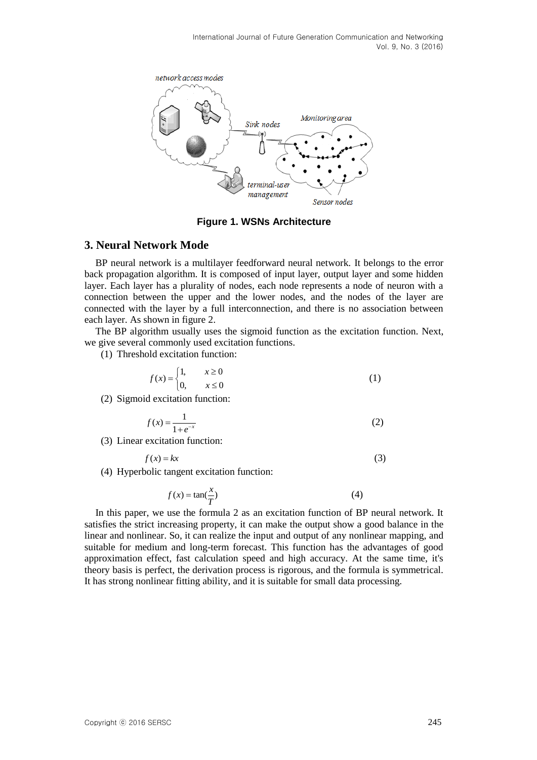Figure 1. WSNs Architecture

## 3. Neural Network Mode

BP neural network is a multilayer feedforward neural network. It belongs to the error back propagation algorithm. It is composed of input layer, output layer and some hidden layer. Each layer has a plurality of nodes, each node represents a node of neuron with a connection between the upper and the lower nodes, and the nodes of the layer are connected with the layer by a full interconnection, and there is no association between each layer. As shown in figure 2.

The BP algorithm usually uses the sigmoid function as the excitation function. Next, we give several commonly used excitation functions.

(1) Threshold excitation function:

$$f(x) = \begin{cases} 1, & x \geq 0 \\ 0, & x \leq 0 \end{cases} \tag{1}$$

(2) Sigmoid excitation function:

$$f(x) = \frac{1}{1+e^{-x}} \tag{2}$$

(3) Linear excitation function:

$$f(x) = kx \tag{3}$$

(4) Hyperbolic tangent excitation function:

$$f(x) = \tan(\frac{x}{T}) \tag{4}$$

In this paper, we use the formula 2 as an excitation function of BP neural network. It satisfies the strict increasing property, it can make the output show a good balance in the linear and nonlinear. So, it can realize the input and output of any nonlinear mapping, and suitable for medium and long-term forecast. This function has the advantages of good approximation effect, fast calculation speed and high accuracy. At the same time, it's theory basis is perfect, the derivation process is rigorous, and the formula is symmetrical. It has strong nonlinear fitting ability, and it is suitable for small data processing.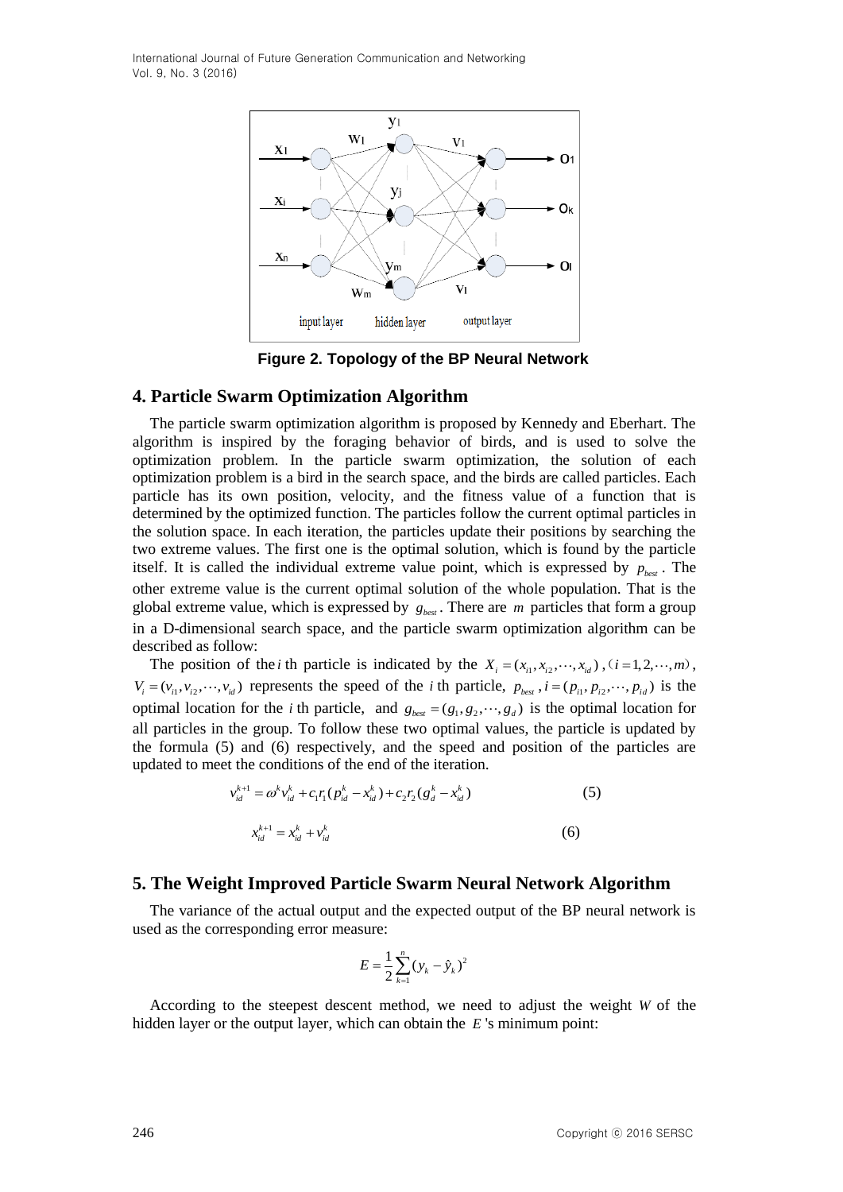Figure 2. Topology of the BP Neural Network

## 4. Particle Swarm Optimization Algorithm

The particle swarm optimization algorithm is proposed by Kennedy and Eberhart. The algorithm is inspired by the foraging behavior of birds, and is used to solve the optimization problem. In the particle swarm optimization, the solution of each optimization problem is a bird in the search space, and the birds are called particles. Each particle has its own position, velocity, and the fitness value of a function that is determined by the optimized function. The particles follow the current optimal particles in the solution space. In each iteration, the particles update their positions by searching the two extreme values. The first one is the optimal solution, which is found by the particle itself. It is called the individual extreme value point, which is expressed by $p_{best}$. The other extreme value is the current optimal solution of the whole population. That is the global extreme value, which is expressed by $g_{best}$. There are $m$ particles that form a group in a D-dimensional search space, and the particle swarm optimization algorithm can be described as follow:

The position of the $i$ th particle is indicated by the $X_i = (x_{i1}, x_{i2}, \cdots, x_{id})$, $(i = 1, 2, \cdots, m)$, $V_i = (v_{i1}, v_{i2}, \cdots, v_{id})$ represents the speed of the $i$ th particle, $p_{best}, i = (p_{i1}, p_{i2}, \cdots, p_{id})$ is the optimal location for the $i$ th particle, and $g_{best} = (g_1, g_2, \cdots, g_d)$ is the optimal location for all particles in the group. To follow these two optimal values, the particle is updated by the formula (5) and (6) respectively, and the speed and position of the particles are updated to meet the conditions of the end of the iteration.

$$v_{id}^{k+1} = \omega^k v_{id}^k + c_1 r_1 (p_{id}^k - x_{id}^k) + c_2 r_2 (g_d^k - x_{id}^k) \tag{5}$$

$$x_{id}^{k+1} = x_{id}^k + v_{id}^k \tag{6}$$

## 5. The Weight Improved Particle Swarm Neural Network Algorithm

The variance of the actual output and the expected output of the BP neural network is used as the corresponding error measure:

$$E = \frac{1}{2} \sum_{k=1}^{n} (y_k - \hat{y}_k)^2$$

According to the steepest descent method, we need to adjust the weight $W$ of the hidden layer or the output layer, which can obtain the $E$ 's minimum point: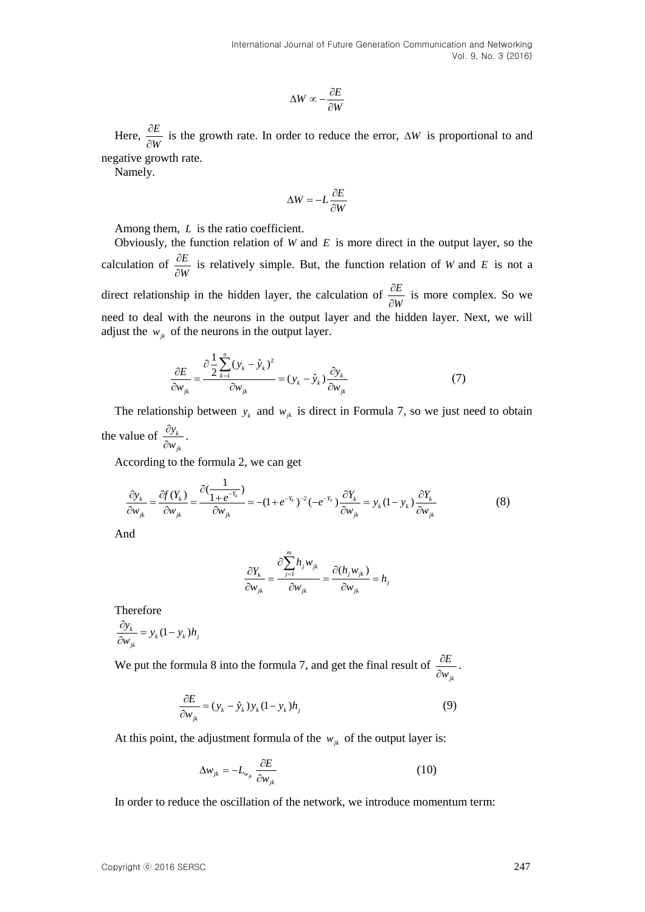$$\Delta W \propto -\frac{\partial E}{\partial W}$$

Here, $\frac{\partial E}{\partial W}$ is the growth rate. In order to reduce the error, $\Delta W$ is proportional to and negative growth rate.

Namely.

$$\Delta W = -L\frac{\partial E}{\partial W}$$

Among them, $L$ is the ratio coefficient.

Obviously, the function relation of $W$ and $E$ is more direct in the output layer, so the calculation of $\frac{\partial E}{\partial W}$ is relatively simple. But, the function relation of $W$ and $E$ is not a direct relationship in the hidden layer, the calculation of $\frac{\partial E}{\partial W}$ is more complex. So we need to deal with the neurons in the output layer and the hidden layer. Next, we will adjust the $w_{jk}$ of the neurons in the output layer.

$$\frac{\partial E}{\partial w_{jk}} = \frac{\partial \frac{1}{2}\sum_{k=1}^{n}(y_k - \hat{y}_k)^2}{\partial w_{jk}} = (y_k - \hat{y}_k)\frac{\partial y_k}{\partial w_{jk}} \tag{7}$$

The relationship between $y_k$ and $w_{jk}$ is direct in Formula 7, so we just need to obtain the value of $\frac{\partial y_k}{\partial w_{jk}}$.

According to the formula 2, we can get

$$\frac{\partial y_k}{\partial w_{jk}} = \frac{\partial f(Y_k)}{\partial w_{jk}} = \frac{\partial(\frac{1}{1+e^{-Y_k}})}{\partial w_{jk}} = -(1+e^{-Y_k})^{-2}(-e^{-Y_k})\frac{\partial Y_k}{\partial w_{jk}} = y_k(1-y_k)\frac{\partial Y_k}{\partial w_{jk}} \tag{8}$$

And

$$\frac{\partial Y_k}{\partial w_{jk}} = \frac{\partial \sum_{j=1}^{m} h_j w_{jk}}{\partial w_{jk}} = \frac{\partial (h_j w_{jk})}{\partial w_{jk}} = h_j$$

Therefore

$$\frac{\partial y_k}{\partial w_{jk}} = y_k(1-y_k)h_j$$

We put the formula 8 into the formula 7, and get the final result of $\frac{\partial E}{\partial w_{jk}}$.

$$\frac{\partial E}{\partial w_{jk}} = (y_k - \hat{y}_k)y_k(1-y_k)h_j \tag{9}$$

At this point, the adjustment formula of the $w_{jk}$ of the output layer is:

$$\Delta w_{jk} = -L_{w_{jk}}\frac{\partial E}{\partial w_{jk}} \tag{10}$$

In order to reduce the oscillation of the network, we introduce momentum term: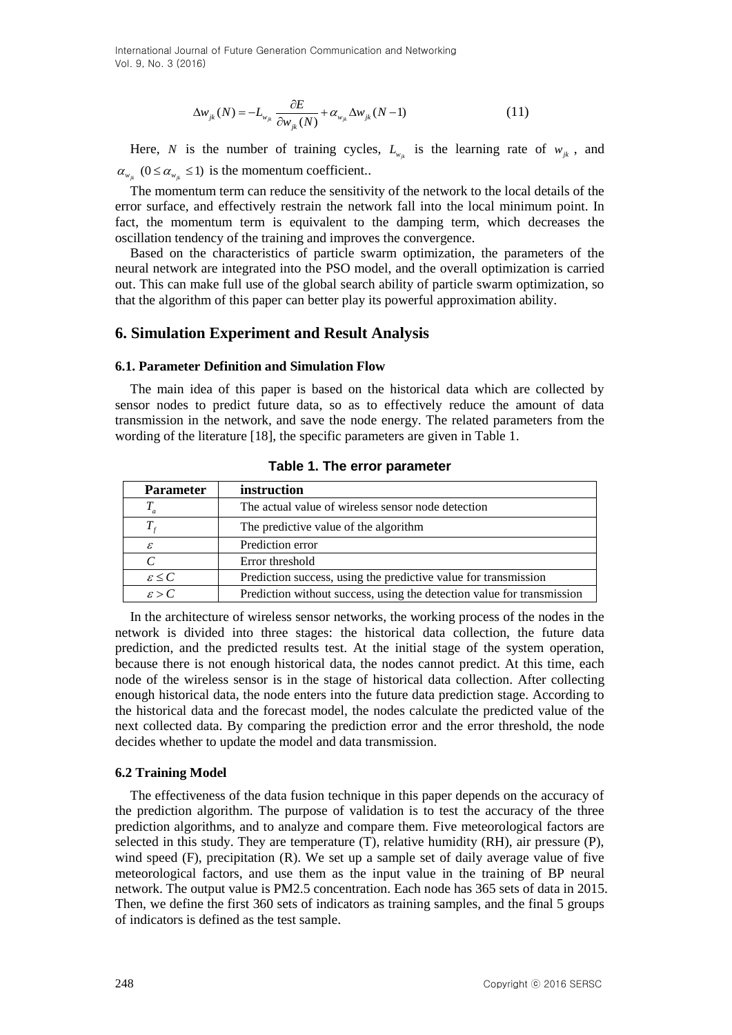$$\Delta w_{jk}(N) = -L_{w_{jk}} \frac{\partial E}{\partial w_{jk}(N)} + \alpha_{w_{jk}} \Delta w_{jk}(N-1) \tag{11}$$

Here, $N$ is the number of training cycles, $L_{w_{jk}}$ is the learning rate of $w_{jk}$, and $\alpha_{w_{jk}}$ $(0 \le \alpha_{w_{jk}} \le 1)$ is the momentum coefficient..

The momentum term can reduce the sensitivity of the network to the local details of the error surface, and effectively restrain the network fall into the local minimum point. In fact, the momentum term is equivalent to the damping term, which decreases the oscillation tendency of the training and improves the convergence.

Based on the characteristics of particle swarm optimization, the parameters of the neural network are integrated into the PSO model, and the overall optimization is carried out. This can make full use of the global search ability of particle swarm optimization, so that the algorithm of this paper can better play its powerful approximation ability.

## 6. Simulation Experiment and Result Analysis

### 6.1. Parameter Definition and Simulation Flow

The main idea of this paper is based on the historical data which are collected by sensor nodes to predict future data, so as to effectively reduce the amount of data transmission in the network, and save the node energy. The related parameters from the wording of the literature [18], the specific parameters are given in Table 1.

**Table 1. The error parameter**

| Parameter | instruction |
|---|---|
| $T_a$ | The actual value of wireless sensor node detection |
| $T_f$ | The predictive value of the algorithm |
| $\varepsilon$ | Prediction error |
| $C$ | Error threshold |
| $\varepsilon \le C$ | Prediction success, using the predictive value for transmission |
| $\varepsilon > C$ | Prediction without success, using the detection value for transmission |

In the architecture of wireless sensor networks, the working process of the nodes in the network is divided into three stages: the historical data collection, the future data prediction, and the predicted results test. At the initial stage of the system operation, because there is not enough historical data, the nodes cannot predict. At this time, each node of the wireless sensor is in the stage of historical data collection. After collecting enough historical data, the node enters into the future data prediction stage. According to the historical data and the forecast model, the nodes calculate the predicted value of the next collected data. By comparing the prediction error and the error threshold, the node decides whether to update the model and data transmission.

### 6.2 Training Model

The effectiveness of the data fusion technique in this paper depends on the accuracy of the prediction algorithm. The purpose of validation is to test the accuracy of the three prediction algorithms, and to analyze and compare them. Five meteorological factors are selected in this study. They are temperature (T), relative humidity (RH), air pressure (P), wind speed (F), precipitation (R). We set up a sample set of daily average value of five meteorological factors, and use them as the input value in the training of BP neural network. The output value is PM2.5 concentration. Each node has 365 sets of data in 2015. Then, we define the first 360 sets of indicators as training samples, and the final 5 groups of indicators is defined as the test sample.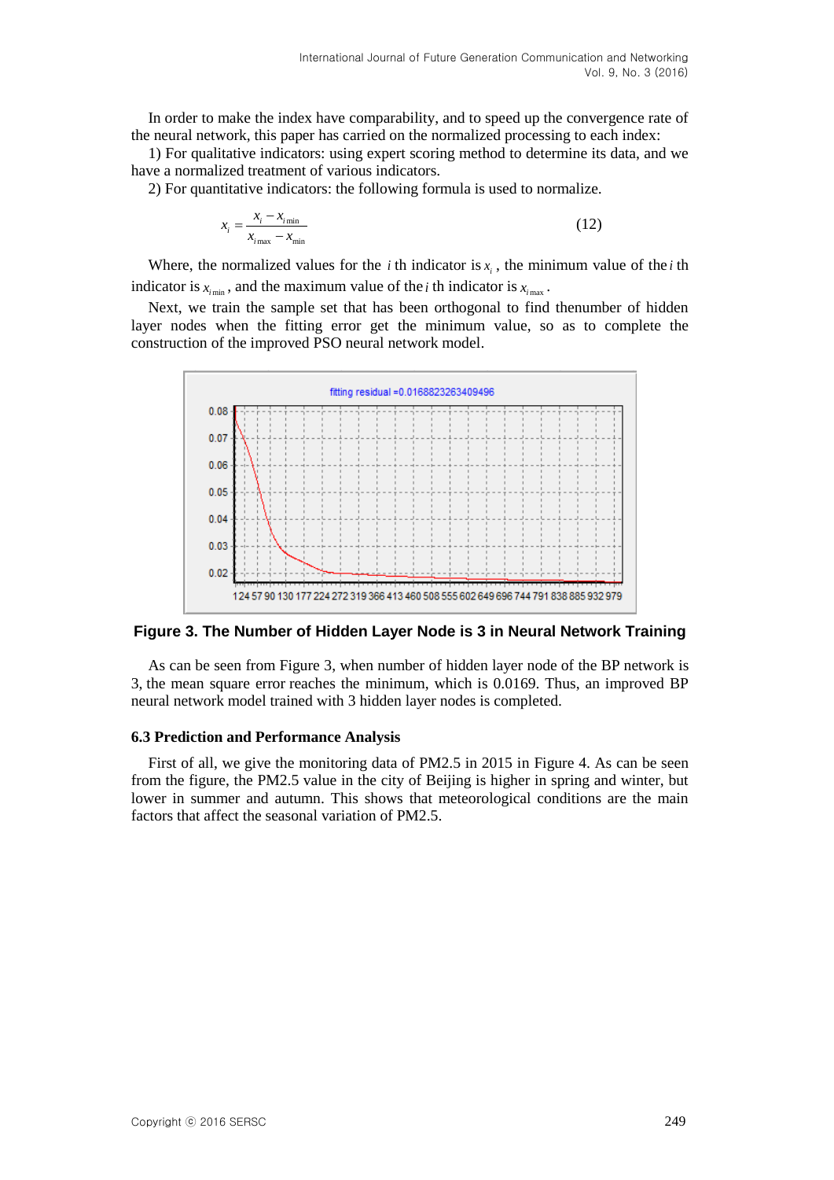In order to make the index have comparability, and to speed up the convergence rate of the neural network, this paper has carried on the normalized processing to each index:

1) For qualitative indicators: using expert scoring method to determine its data, and we have a normalized treatment of various indicators.

2) For quantitative indicators: the following formula is used to normalize.

$$x_i = \frac{x_i - x_{i\min}}{x_{i\max} - x_{\min}} \tag{12}$$

Where, the normalized values for the $i$ th indicator is $x_i$, the minimum value of the $i$ th indicator is $x_{i\min}$, and the maximum value of the $i$ th indicator is $x_{i\max}$.

Next, we train the sample set that has been orthogonal to find thenumber of hidden layer nodes when the fitting error get the minimum value, so as to complete the construction of the improved PSO neural network model.

**Figure 3. The Number of Hidden Layer Node is 3 in Neural Network Training**

As can be seen from Figure 3, when number of hidden layer node of the BP network is 3, the mean square error reaches the minimum, which is 0.0169. Thus, an improved BP neural network model trained with 3 hidden layer nodes is completed.

### 6.3 Prediction and Performance Analysis

First of all, we give the monitoring data of PM2.5 in 2015 in Figure 4. As can be seen from the figure, the PM2.5 value in the city of Beijing is higher in spring and winter, but lower in summer and autumn. This shows that meteorological conditions are the main factors that affect the seasonal variation of PM2.5.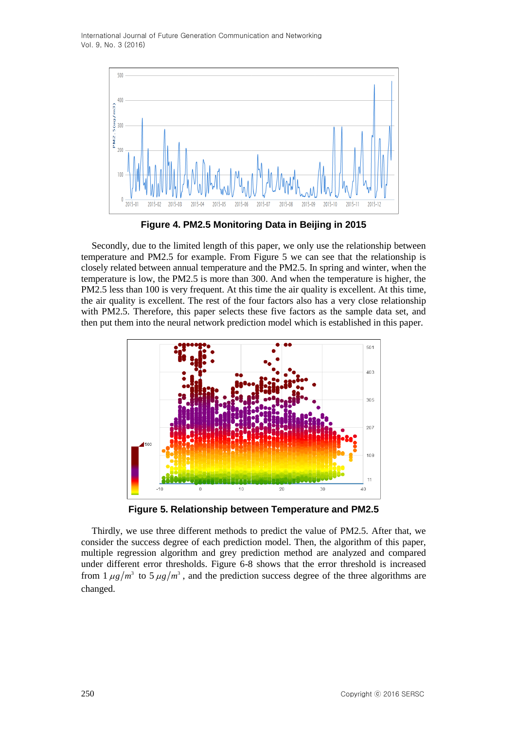**Figure 4. PM2.5 Monitoring Data in Beijing in 2015**

Secondly, due to the limited length of this paper, we only use the relationship between temperature and PM2.5 for example. From Figure 5 we can see that the relationship is closely related between annual temperature and the PM2.5. In spring and winter, when the temperature is low, the PM2.5 is more than 300. And when the temperature is higher, the PM2.5 less than 100 is very frequent. At this time the air quality is excellent. At this time, the air quality is excellent. The rest of the four factors also has a very close relationship with PM2.5. Therefore, this paper selects these five factors as the sample data set, and then put them into the neural network prediction model which is established in this paper.

**Figure 5. Relationship between Temperature and PM2.5**

Thirdly, we use three different methods to predict the value of PM2.5. After that, we consider the success degree of each prediction model. Then, the algorithm of this paper, multiple regression algorithm and grey prediction method are analyzed and compared under different error thresholds. Figure 6-8 shows that the error threshold is increased from 1 $\mu g/m^3$ to 5 $\mu g/m^3$, and the prediction success degree of the three algorithms are changed.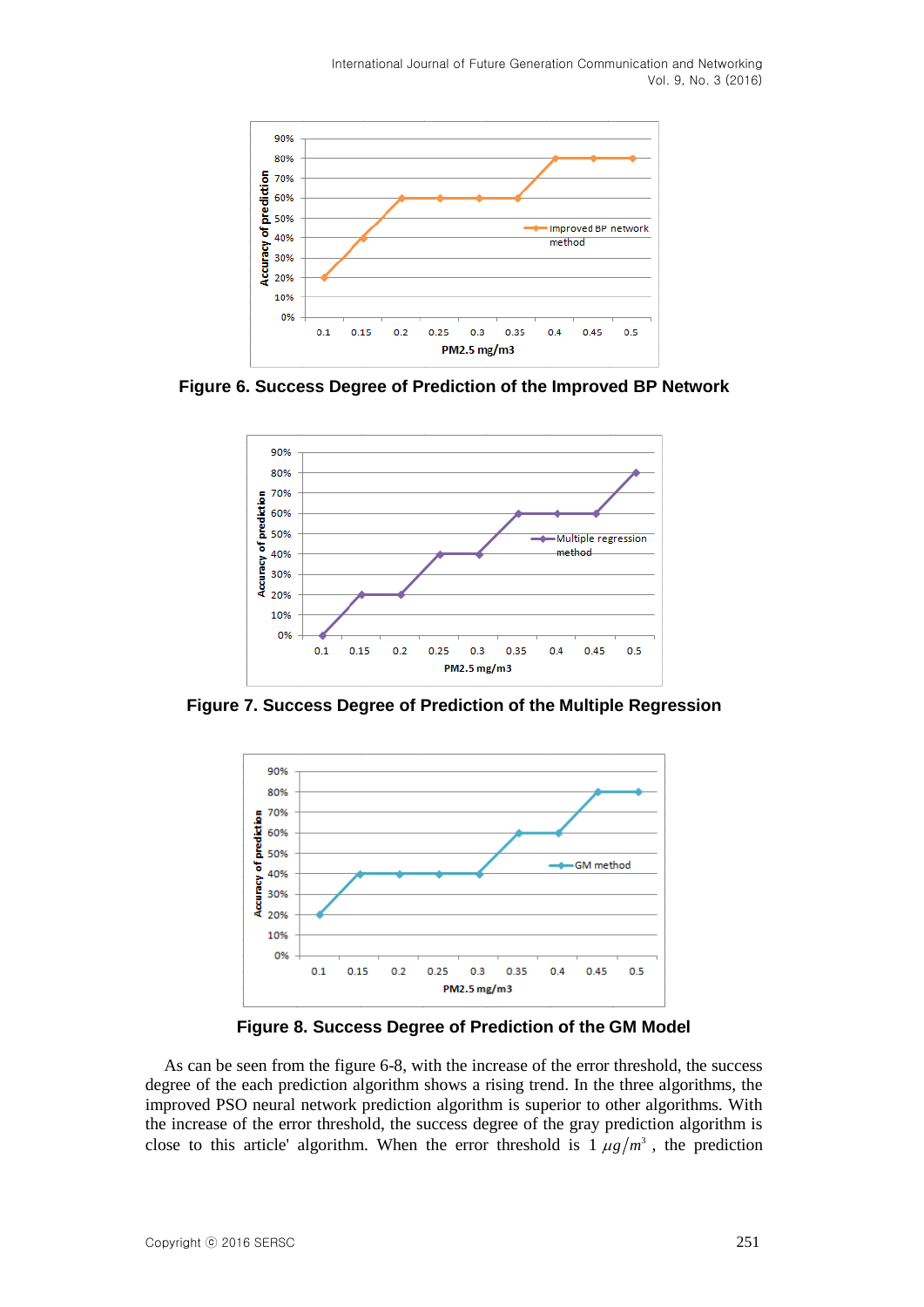**Figure 6. Success Degree of Prediction of the Improved BP Network**

**Figure 7. Success Degree of Prediction of the Multiple Regression**

**Figure 8. Success Degree of Prediction of the GM Model**

As can be seen from the figure 6-8, with the increase of the error threshold, the success degree of the each prediction algorithm shows a rising trend. In the three algorithms, the improved PSO neural network prediction algorithm is superior to other algorithms. With the increase of the error threshold, the success degree of the gray prediction algorithm is close to this article' algorithm. When the error threshold is 1 $\mu g/m^3$ , the prediction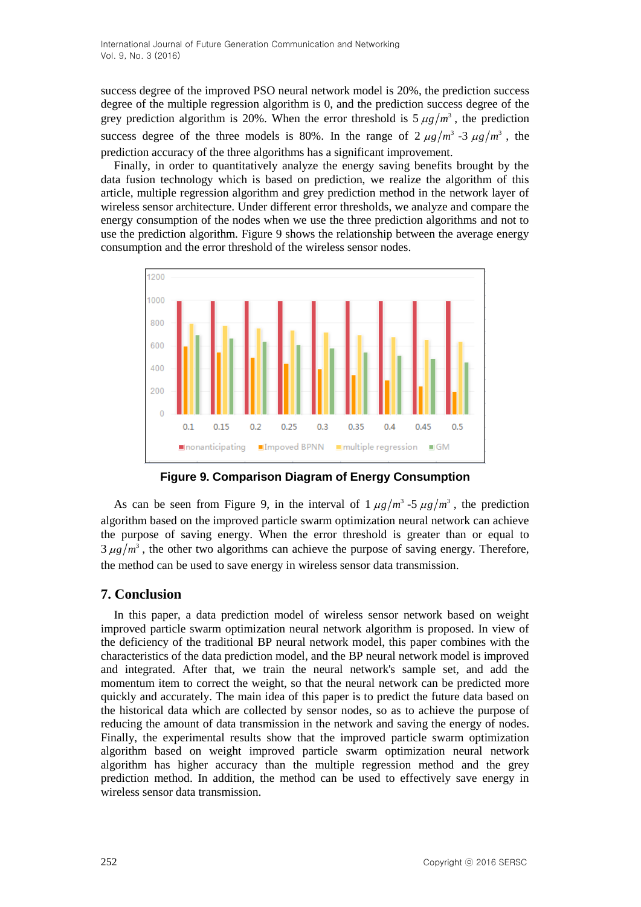success degree of the improved PSO neural network model is 20%, the prediction success degree of the multiple regression algorithm is 0, and the prediction success degree of the grey prediction algorithm is 20%. When the error threshold is 5 $\mu g/m^3$, the prediction success degree of the three models is 80%. In the range of 2 $\mu g/m^3$ -3 $\mu g/m^3$, the prediction accuracy of the three algorithms has a significant improvement.

Finally, in order to quantitatively analyze the energy saving benefits brought by the data fusion technology which is based on prediction, we realize the algorithm of this article, multiple regression algorithm and grey prediction method in the network layer of wireless sensor architecture. Under different error thresholds, we analyze and compare the energy consumption of the nodes when we use the three prediction algorithms and not to use the prediction algorithm. Figure 9 shows the relationship between the average energy consumption and the error threshold of the wireless sensor nodes.

**Figure 9. Comparison Diagram of Energy Consumption**

As can be seen from Figure 9, in the interval of 1 $\mu g/m^3$ -5 $\mu g/m^3$, the prediction algorithm based on the improved particle swarm optimization neural network can achieve the purpose of saving energy. When the error threshold is greater than or equal to 3 $\mu g/m^3$, the other two algorithms can achieve the purpose of saving energy. Therefore, the method can be used to save energy in wireless sensor data transmission.

## 7. Conclusion

In this paper, a data prediction model of wireless sensor network based on weight improved particle swarm optimization neural network algorithm is proposed. In view of the deficiency of the traditional BP neural network model, this paper combines with the characteristics of the data prediction model, and the BP neural network model is improved and integrated. After that, we train the neural network's sample set, and add the momentum item to correct the weight, so that the neural network can be predicted more quickly and accurately. The main idea of this paper is to predict the future data based on the historical data which are collected by sensor nodes, so as to achieve the purpose of reducing the amount of data transmission in the network and saving the energy of nodes. Finally, the experimental results show that the improved particle swarm optimization algorithm based on weight improved particle swarm optimization neural network algorithm has higher accuracy than the multiple regression method and the grey prediction method. In addition, the method can be used to effectively save energy in wireless sensor data transmission.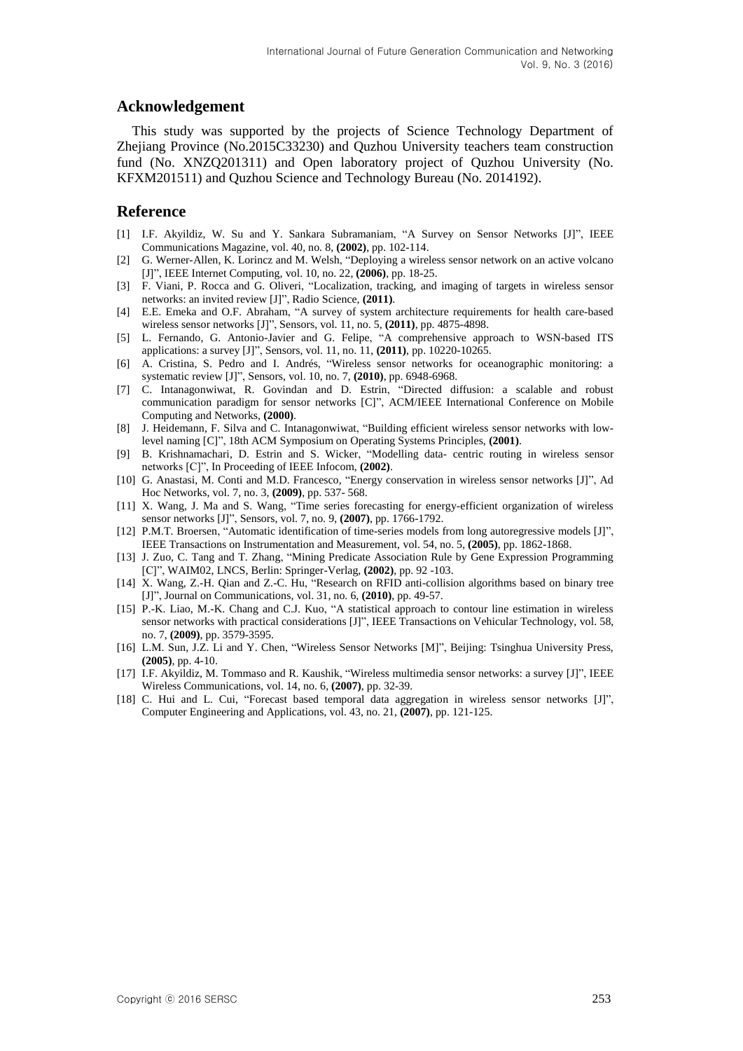## Acknowledgement

This study was supported by the projects of Science Technology Department of Zhejiang Province (No.2015C33230) and Quzhou University teachers team construction fund (No. XNZQ201311) and Open laboratory project of Quzhou University (No. KFXM201511) and Quzhou Science and Technology Bureau (No. 2014192).

## Reference

[1] I.F. Akyildiz, W. Su and Y. Sankara Subramaniam, "A Survey on Sensor Networks [J]", IEEE Communications Magazine, vol. 40, no. 8, **(2002)**, pp. 102-114.

[2] G. Werner-Allen, K. Lorincz and M. Welsh, "Deploying a wireless sensor network on an active volcano [J]", IEEE Internet Computing, vol. 10, no. 22, **(2006)**, pp. 18-25.

[3] F. Viani, P. Rocca and G. Oliveri, "Localization, tracking, and imaging of targets in wireless sensor networks: an invited review [J]", Radio Science, **(2011)**.

[4] E.E. Emeka and O.F. Abraham, "A survey of system architecture requirements for health care-based wireless sensor networks [J]", Sensors, vol. 11, no. 5, **(2011)**, pp. 4875-4898.

[5] L. Fernando, G. Antonio-Javier and G. Felipe, "A comprehensive approach to WSN-based ITS applications: a survey [J]", Sensors, vol. 11, no. 11, **(2011)**, pp. 10220-10265.

[6] A. Cristina, S. Pedro and I. Andrés, "Wireless sensor networks for oceanographic monitoring: a systematic review [J]", Sensors, vol. 10, no. 7, **(2010)**, pp. 6948-6968.

[7] C. Intanagonwiwat, R. Govindan and D. Estrin, "Directed diffusion: a scalable and robust communication paradigm for sensor networks [C]", ACM/IEEE International Conference on Mobile Computing and Networks, **(2000)**.

[8] J. Heidemann, F. Silva and C. Intanagonwiwat, "Building efficient wireless sensor networks with low-level naming [C]", 18th ACM Symposium on Operating Systems Principles, **(2001)**.

[9] B. Krishnamachari, D. Estrin and S. Wicker, "Modelling data- centric routing in wireless sensor networks [C]", In Proceeding of IEEE Infocom, **(2002)**.

[10] G. Anastasi, M. Conti and M.D. Francesco, "Energy conservation in wireless sensor networks [J]", Ad Hoc Networks, vol. 7, no. 3, **(2009)**, pp. 537- 568.

[11] X. Wang, J. Ma and S. Wang, "Time series forecasting for energy-efficient organization of wireless sensor networks [J]", Sensors, vol. 7, no. 9, **(2007)**, pp. 1766-1792.

[12] P.M.T. Broersen, "Automatic identification of time-series models from long autoregressive models [J]", IEEE Transactions on Instrumentation and Measurement, vol. 54, no. 5, **(2005)**, pp. 1862-1868.

[13] J. Zuo, C. Tang and T. Zhang, "Mining Predicate Association Rule by Gene Expression Programming [C]", WAIM02, LNCS, Berlin: Springer-Verlag, **(2002)**, pp. 92 -103.

[14] X. Wang, Z.-H. Qian and Z.-C. Hu, "Research on RFID anti-collision algorithms based on binary tree [J]", Journal on Communications, vol. 31, no. 6, **(2010)**, pp. 49-57.

[15] P.-K. Liao, M.-K. Chang and C.J. Kuo, "A statistical approach to contour line estimation in wireless sensor networks with practical considerations [J]", IEEE Transactions on Vehicular Technology, vol. 58, no. 7, **(2009)**, pp. 3579-3595.

[16] L.M. Sun, J.Z. Li and Y. Chen, "Wireless Sensor Networks [M]", Beijing: Tsinghua University Press, **(2005)**, pp. 4-10.

[17] I.F. Akyildiz, M. Tommaso and R. Kaushik, "Wireless multimedia sensor networks: a survey [J]", IEEE Wireless Communications, vol. 14, no. 6, **(2007)**, pp. 32-39.

[18] C. Hui and L. Cui, "Forecast based temporal data aggregation in wireless sensor networks [J]", Computer Engineering and Applications, vol. 43, no. 21, **(2007)**, pp. 121-125.